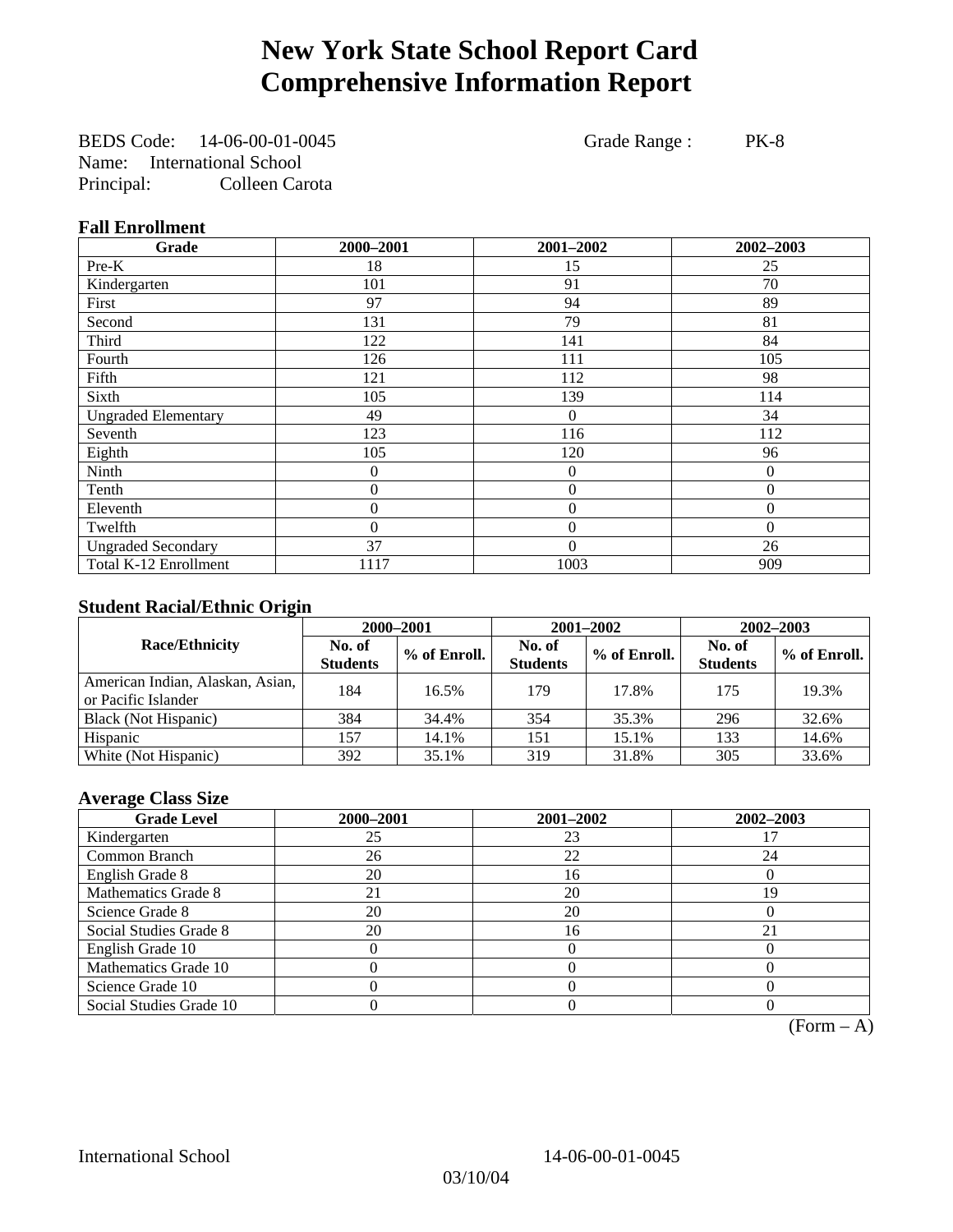# New York State School Report Card Comprehensive Information Report

BEDS Code: 14-06-00-01-0045 Grade Range : PK-8
Name: International School
Principal: Colleen Carota

### Fall Enrollment

| Grade | 2000–2001 | 2001–2002 | 2002–2003 |
|---|---|---|---|
| Pre-K | 18 | 15 | 25 |
| Kindergarten | 101 | 91 | 70 |
| First | 97 | 94 | 89 |
| Second | 131 | 79 | 81 |
| Third | 122 | 141 | 84 |
| Fourth | 126 | 111 | 105 |
| Fifth | 121 | 112 | 98 |
| Sixth | 105 | 139 | 114 |
| Ungraded Elementary | 49 | 0 | 34 |
| Seventh | 123 | 116 | 112 |
| Eighth | 105 | 120 | 96 |
| Ninth | 0 | 0 | 0 |
| Tenth | 0 | 0 | 0 |
| Eleventh | 0 | 0 | 0 |
| Twelfth | 0 | 0 | 0 |
| Ungraded Secondary | 37 | 0 | 26 |
| Total K-12 Enrollment | 1117 | 1003 | 909 |

### Student Racial/Ethnic Origin

| Race/Ethnicity | 2000–2001 | | 2001–2002 | | 2002–2003 | |
|---|---|---|---|---|---|---|
| | No. of Students | % of Enroll. | No. of Students | % of Enroll. | No. of Students | % of Enroll. |
| American Indian, Alaskan, Asian, or Pacific Islander | 184 | 16.5% | 179 | 17.8% | 175 | 19.3% |
| Black (Not Hispanic) | 384 | 34.4% | 354 | 35.3% | 296 | 32.6% |
| Hispanic | 157 | 14.1% | 151 | 15.1% | 133 | 14.6% |
| White (Not Hispanic) | 392 | 35.1% | 319 | 31.8% | 305 | 33.6% |

### Average Class Size

| Grade Level | 2000–2001 | 2001–2002 | 2002–2003 |
|---|---|---|---|
| Kindergarten | 25 | 23 | 17 |
| Common Branch | 26 | 22 | 24 |
| English Grade 8 | 20 | 16 | 0 |
| Mathematics Grade 8 | 21 | 20 | 19 |
| Science Grade 8 | 20 | 20 | 0 |
| Social Studies Grade 8 | 20 | 16 | 21 |
| English Grade 10 | 0 | 0 | 0 |
| Mathematics Grade 10 | 0 | 0 | 0 |
| Science Grade 10 | 0 | 0 | 0 |
| Social Studies Grade 10 | 0 | 0 | 0 |

(Form – A)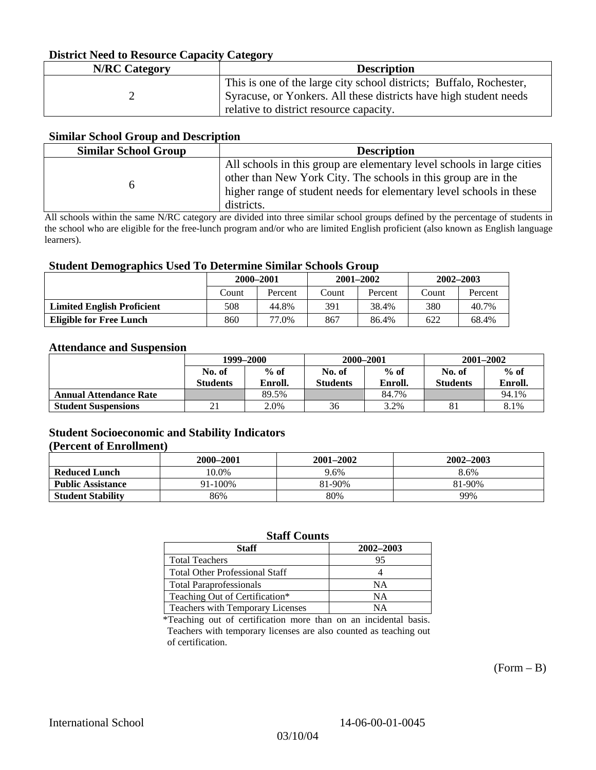### District Need to Resource Capacity Category

| N/RC Category | Description |
|---|---|
| 2 | This is one of the large city school districts; Buffalo, Rochester, Syracuse, or Yonkers. All these districts have high student needs relative to district resource capacity. |

### Similar School Group and Description

| Similar School Group | Description |
|---|---|
| 6 | All schools in this group are elementary level schools in large cities other than New York City. The schools in this group are in the higher range of student needs for elementary level schools in these districts. |

All schools within the same N/RC category are divided into three similar school groups defined by the percentage of students in the school who are eligible for the free-lunch program and/or who are limited English proficient (also known as English language learners).

### Student Demographics Used To Determine Similar Schools Group

| | 2000–2001 | | 2001–2002 | | 2002–2003 | |
|---|---|---|---|---|---|---|
| | Count | Percent | Count | Percent | Count | Percent |
| **Limited English Proficient** | 508 | 44.8% | 391 | 38.4% | 380 | 40.7% |
| **Eligible for Free Lunch** | 860 | 77.0% | 867 | 86.4% | 622 | 68.4% |

### Attendance and Suspension

| | 1999–2000 | | 2000–2001 | | 2001–2002 | |
|---|---|---|---|---|---|---|
| | No. of Students | % of Enroll. | No. of Students | % of Enroll. | No. of Students | % of Enroll. |
| **Annual Attendance Rate** | | 89.5% | | 84.7% | | 94.1% |
| **Student Suspensions** | 21 | 2.0% | 36 | 3.2% | 81 | 8.1% |

### Student Socioeconomic and Stability Indicators (Percent of Enrollment)

| | 2000–2001 | 2001–2002 | 2002–2003 |
|---|---|---|---|
| **Reduced Lunch** | 10.0% | 9.6% | 8.6% |
| **Public Assistance** | 91-100% | 81-90% | 81-90% |
| **Student Stability** | 86% | 80% | 99% |

### Staff Counts

| Staff | 2002–2003 |
|---|---|
| Total Teachers | 95 |
| Total Other Professional Staff | 4 |
| Total Paraprofessionals | NA |
| Teaching Out of Certification* | NA |
| Teachers with Temporary Licenses | NA |

*Teaching out of certification more than on an incidental basis. Teachers with temporary licenses are also counted as teaching out of certification.

(Form – B)

International School 14-06-00-01-0045

03/10/04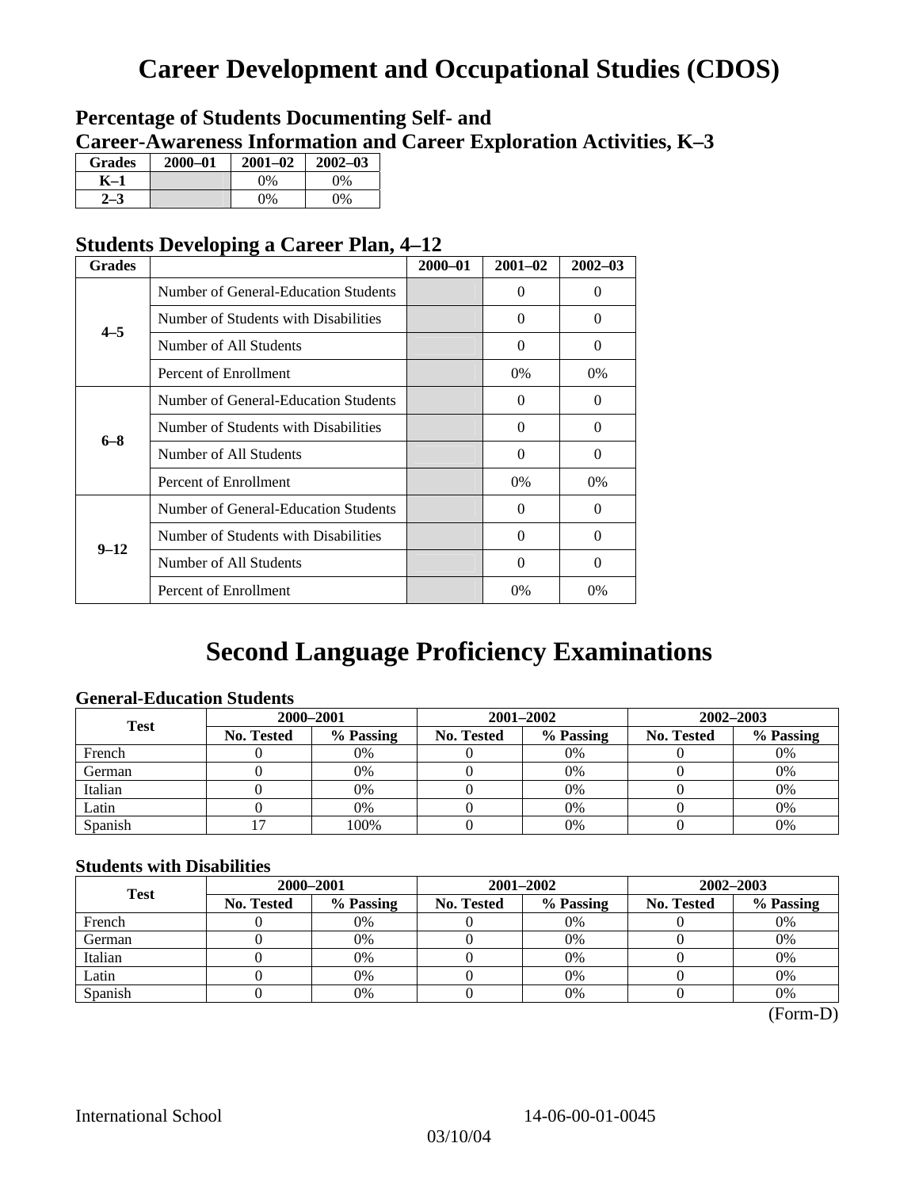# Career Development and Occupational Studies (CDOS)

## Percentage of Students Documenting Self- and Career-Awareness Information and Career Exploration Activities, K–3

| Grades | 2000–01 | 2001–02 | 2002–03 |
|---|---|---|---|
| K–1 | | 0% | 0% |
| 2–3 | | 0% | 0% |

## Students Developing a Career Plan, 4–12

| Grades | | 2000–01 | 2001–02 | 2002–03 |
|---|---|---|---|---|
| 4–5 | Number of General-Education Students | | 0 | 0 |
| | Number of Students with Disabilities | | 0 | 0 |
| | Number of All Students | | 0 | 0 |
| | Percent of Enrollment | | 0% | 0% |
| 6–8 | Number of General-Education Students | | 0 | 0 |
| | Number of Students with Disabilities | | 0 | 0 |
| | Number of All Students | | 0 | 0 |
| | Percent of Enrollment | | 0% | 0% |
| 9–12 | Number of General-Education Students | | 0 | 0 |
| | Number of Students with Disabilities | | 0 | 0 |
| | Number of All Students | | 0 | 0 |
| | Percent of Enrollment | | 0% | 0% |

# Second Language Proficiency Examinations

### General-Education Students

| Test | 2000–2001 | | 2001–2002 | | 2002–2003 | |
|---|---|---|---|---|---|---|
| | No. Tested | % Passing | No. Tested | % Passing | No. Tested | % Passing |
| French | 0 | 0% | 0 | 0% | 0 | 0% |
| German | 0 | 0% | 0 | 0% | 0 | 0% |
| Italian | 0 | 0% | 0 | 0% | 0 | 0% |
| Latin | 0 | 0% | 0 | 0% | 0 | 0% |
| Spanish | 17 | 100% | 0 | 0% | 0 | 0% |

### Students with Disabilities

| Test | 2000–2001 | | 2001–2002 | | 2002–2003 | |
|---|---|---|---|---|---|---|
| | No. Tested | % Passing | No. Tested | % Passing | No. Tested | % Passing |
| French | 0 | 0% | 0 | 0% | 0 | 0% |
| German | 0 | 0% | 0 | 0% | 0 | 0% |
| Italian | 0 | 0% | 0 | 0% | 0 | 0% |
| Latin | 0 | 0% | 0 | 0% | 0 | 0% |
| Spanish | 0 | 0% | 0 | 0% | 0 | 0% |

(Form-D)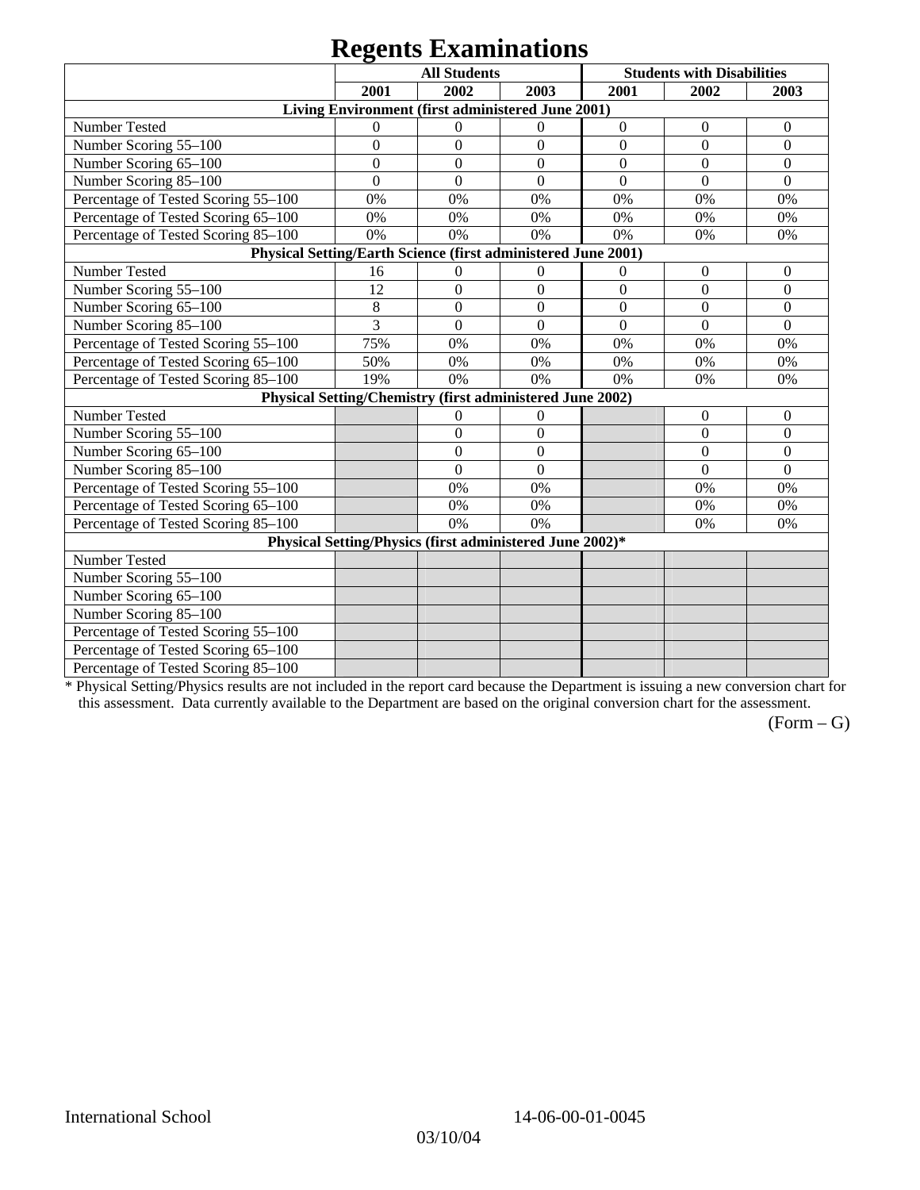# Regents Examinations

| | All Students | | | Students with Disabilities | | |
|---|---|---|---|---|---|---|
| | 2001 | 2002 | 2003 | 2001 | 2002 | 2003 |
| **Living Environment (first administered June 2001)** | | | | | | |
| Number Tested | 0 | 0 | 0 | 0 | 0 | 0 |
| Number Scoring 55–100 | 0 | 0 | 0 | 0 | 0 | 0 |
| Number Scoring 65–100 | 0 | 0 | 0 | 0 | 0 | 0 |
| Number Scoring 85–100 | 0 | 0 | 0 | 0 | 0 | 0 |
| Percentage of Tested Scoring 55–100 | 0% | 0% | 0% | 0% | 0% | 0% |
| Percentage of Tested Scoring 65–100 | 0% | 0% | 0% | 0% | 0% | 0% |
| Percentage of Tested Scoring 85–100 | 0% | 0% | 0% | 0% | 0% | 0% |
| **Physical Setting/Earth Science (first administered June 2001)** | | | | | | |
| Number Tested | 16 | 0 | 0 | 0 | 0 | 0 |
| Number Scoring 55–100 | 12 | 0 | 0 | 0 | 0 | 0 |
| Number Scoring 65–100 | 8 | 0 | 0 | 0 | 0 | 0 |
| Number Scoring 85–100 | 3 | 0 | 0 | 0 | 0 | 0 |
| Percentage of Tested Scoring 55–100 | 75% | 0% | 0% | 0% | 0% | 0% |
| Percentage of Tested Scoring 65–100 | 50% | 0% | 0% | 0% | 0% | 0% |
| Percentage of Tested Scoring 85–100 | 19% | 0% | 0% | 0% | 0% | 0% |
| **Physical Setting/Chemistry (first administered June 2002)** | | | | | | |
| Number Tested | | 0 | 0 | | 0 | 0 |
| Number Scoring 55–100 | | 0 | 0 | | 0 | 0 |
| Number Scoring 65–100 | | 0 | 0 | | 0 | 0 |
| Number Scoring 85–100 | | 0 | 0 | | 0 | 0 |
| Percentage of Tested Scoring 55–100 | | 0% | 0% | | 0% | 0% |
| Percentage of Tested Scoring 65–100 | | 0% | 0% | | 0% | 0% |
| Percentage of Tested Scoring 85–100 | | 0% | 0% | | 0% | 0% |
| **Physical Setting/Physics (first administered June 2002)*** | | | | | | |
| Number Tested | | | | | | |
| Number Scoring 55–100 | | | | | | |
| Number Scoring 65–100 | | | | | | |
| Number Scoring 85–100 | | | | | | |
| Percentage of Tested Scoring 55–100 | | | | | | |
| Percentage of Tested Scoring 65–100 | | | | | | |
| Percentage of Tested Scoring 85–100 | | | | | | |

* Physical Setting/Physics results are not included in the report card because the Department is issuing a new conversion chart for this assessment. Data currently available to the Department are based on the original conversion chart for the assessment.

(Form – G)

International School 14-06-00-01-0045

03/10/04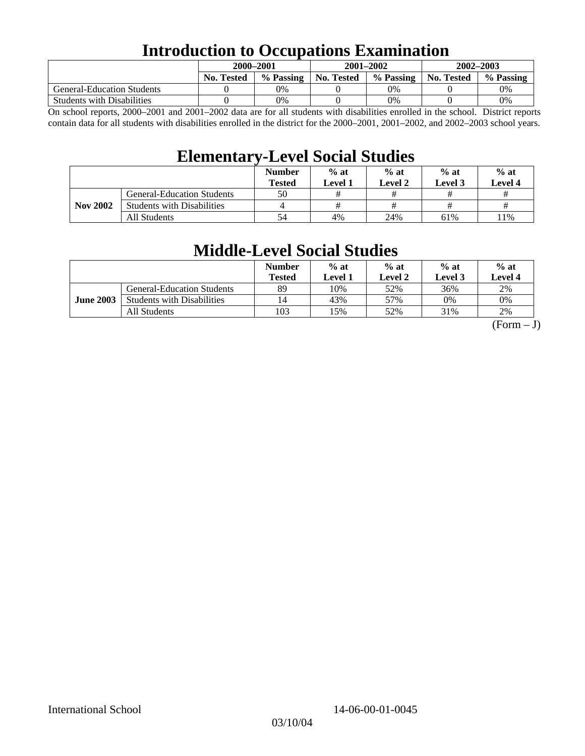# Introduction to Occupations Examination

| | 2000–2001 | | 2001–2002 | | 2002–2003 | |
|---|---|---|---|---|---|---|
| | No. Tested | % Passing | No. Tested | % Passing | No. Tested | % Passing |
| General-Education Students | 0 | 0% | 0 | 0% | 0 | 0% |
| Students with Disabilities | 0 | 0% | 0 | 0% | 0 | 0% |

On school reports, 2000–2001 and 2001–2002 data are for all students with disabilities enrolled in the school. District reports contain data for all students with disabilities enrolled in the district for the 2000–2001, 2001–2002, and 2002–2003 school years.

# Elementary-Level Social Studies

| | | Number Tested | % at Level 1 | % at Level 2 | % at Level 3 | % at Level 4 |
|---|---|---|---|---|---|---|
| Nov 2002 | General-Education Students | 50 | # | # | # | # |
| | Students with Disabilities | 4 | # | # | # | # |
| | All Students | 54 | 4% | 24% | 61% | 11% |

# Middle-Level Social Studies

| | | Number Tested | % at Level 1 | % at Level 2 | % at Level 3 | % at Level 4 |
|---|---|---|---|---|---|---|
| June 2003 | General-Education Students | 89 | 10% | 52% | 36% | 2% |
| | Students with Disabilities | 14 | 43% | 57% | 0% | 0% |
| | All Students | 103 | 15% | 52% | 31% | 2% |

(Form – J)